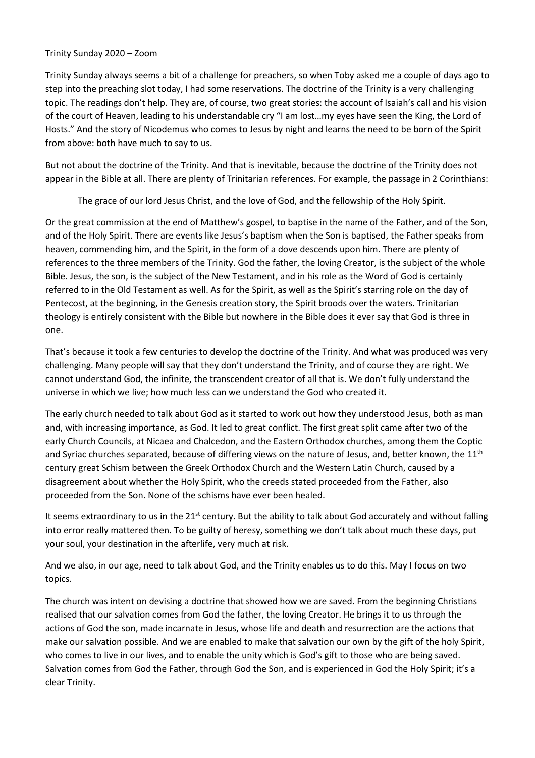Trinity Sunday 2020 – Zoom

Trinity Sunday always seems a bit of a challenge for preachers, so when Toby asked me a couple of days ago to step into the preaching slot today, I had some reservations. The doctrine of the Trinity is a very challenging topic. The readings don't help. They are, of course, two great stories: the account of Isaiah's call and his vision of the court of Heaven, leading to his understandable cry "I am lost…my eyes have seen the King, the Lord of Hosts." And the story of Nicodemus who comes to Jesus by night and learns the need to be born of the Spirit from above: both have much to say to us.

But not about the doctrine of the Trinity. And that is inevitable, because the doctrine of the Trinity does not appear in the Bible at all. There are plenty of Trinitarian references. For example, the passage in 2 Corinthians:

> The grace of our lord Jesus Christ, and the love of God, and the fellowship of the Holy Spirit.

Or the great commission at the end of Matthew's gospel, to baptise in the name of the Father, and of the Son, and of the Holy Spirit. There are events like Jesus's baptism when the Son is baptised, the Father speaks from heaven, commending him, and the Spirit, in the form of a dove descends upon him. There are plenty of references to the three members of the Trinity. God the father, the loving Creator, is the subject of the whole Bible. Jesus, the son, is the subject of the New Testament, and in his role as the Word of God is certainly referred to in the Old Testament as well. As for the Spirit, as well as the Spirit's starring role on the day of Pentecost, at the beginning, in the Genesis creation story, the Spirit broods over the waters. Trinitarian theology is entirely consistent with the Bible but nowhere in the Bible does it ever say that God is three in one.

That's because it took a few centuries to develop the doctrine of the Trinity. And what was produced was very challenging. Many people will say that they don't understand the Trinity, and of course they are right. We cannot understand God, the infinite, the transcendent creator of all that is. We don't fully understand the universe in which we live; how much less can we understand the God who created it.

The early church needed to talk about God as it started to work out how they understood Jesus, both as man and, with increasing importance, as God. It led to great conflict. The first great split came after two of the early Church Councils, at Nicaea and Chalcedon, and the Eastern Orthodox churches, among them the Coptic and Syriac churches separated, because of differing views on the nature of Jesus, and, better known, the 11th century great Schism between the Greek Orthodox Church and the Western Latin Church, caused by a disagreement about whether the Holy Spirit, who the creeds stated proceeded from the Father, also proceeded from the Son. None of the schisms have ever been healed.

It seems extraordinary to us in the 21st century. But the ability to talk about God accurately and without falling into error really mattered then. To be guilty of heresy, something we don't talk about much these days, put your soul, your destination in the afterlife, very much at risk.

And we also, in our age, need to talk about God, and the Trinity enables us to do this. May I focus on two topics.

The church was intent on devising a doctrine that showed how we are saved. From the beginning Christians realised that our salvation comes from God the father, the loving Creator. He brings it to us through the actions of God the son, made incarnate in Jesus, whose life and death and resurrection are the actions that make our salvation possible. And we are enabled to make that salvation our own by the gift of the holy Spirit, who comes to live in our lives, and to enable the unity which is God's gift to those who are being saved. Salvation comes from God the Father, through God the Son, and is experienced in God the Holy Spirit; it's a clear Trinity.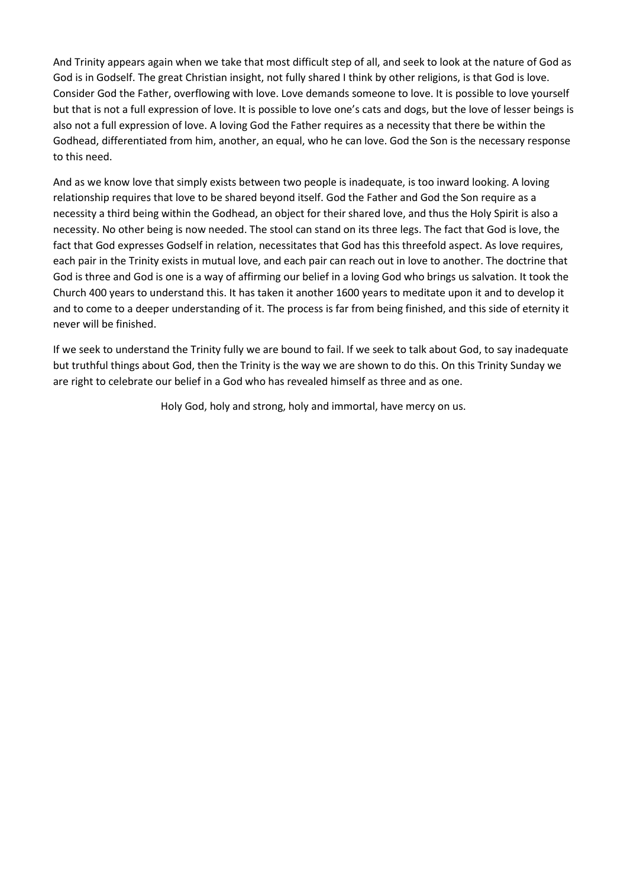And Trinity appears again when we take that most difficult step of all, and seek to look at the nature of God as God is in Godself. The great Christian insight, not fully shared I think by other religions, is that God is love. Consider God the Father, overflowing with love. Love demands someone to love. It is possible to love yourself but that is not a full expression of love. It is possible to love one's cats and dogs, but the love of lesser beings is also not a full expression of love. A loving God the Father requires as a necessity that there be within the Godhead, differentiated from him, another, an equal, who he can love. God the Son is the necessary response to this need.

And as we know love that simply exists between two people is inadequate, is too inward looking. A loving relationship requires that love to be shared beyond itself. God the Father and God the Son require as a necessity a third being within the Godhead, an object for their shared love, and thus the Holy Spirit is also a necessity. No other being is now needed. The stool can stand on its three legs. The fact that God is love, the fact that God expresses Godself in relation, necessitates that God has this threefold aspect. As love requires, each pair in the Trinity exists in mutual love, and each pair can reach out in love to another. The doctrine that God is three and God is one is a way of affirming our belief in a loving God who brings us salvation. It took the Church 400 years to understand this. It has taken it another 1600 years to meditate upon it and to develop it and to come to a deeper understanding of it. The process is far from being finished, and this side of eternity it never will be finished.

If we seek to understand the Trinity fully we are bound to fail. If we seek to talk about God, to say inadequate but truthful things about God, then the Trinity is the way we are shown to do this. On this Trinity Sunday we are right to celebrate our belief in a God who has revealed himself as three and as one.

Holy God, holy and strong, holy and immortal, have mercy on us.